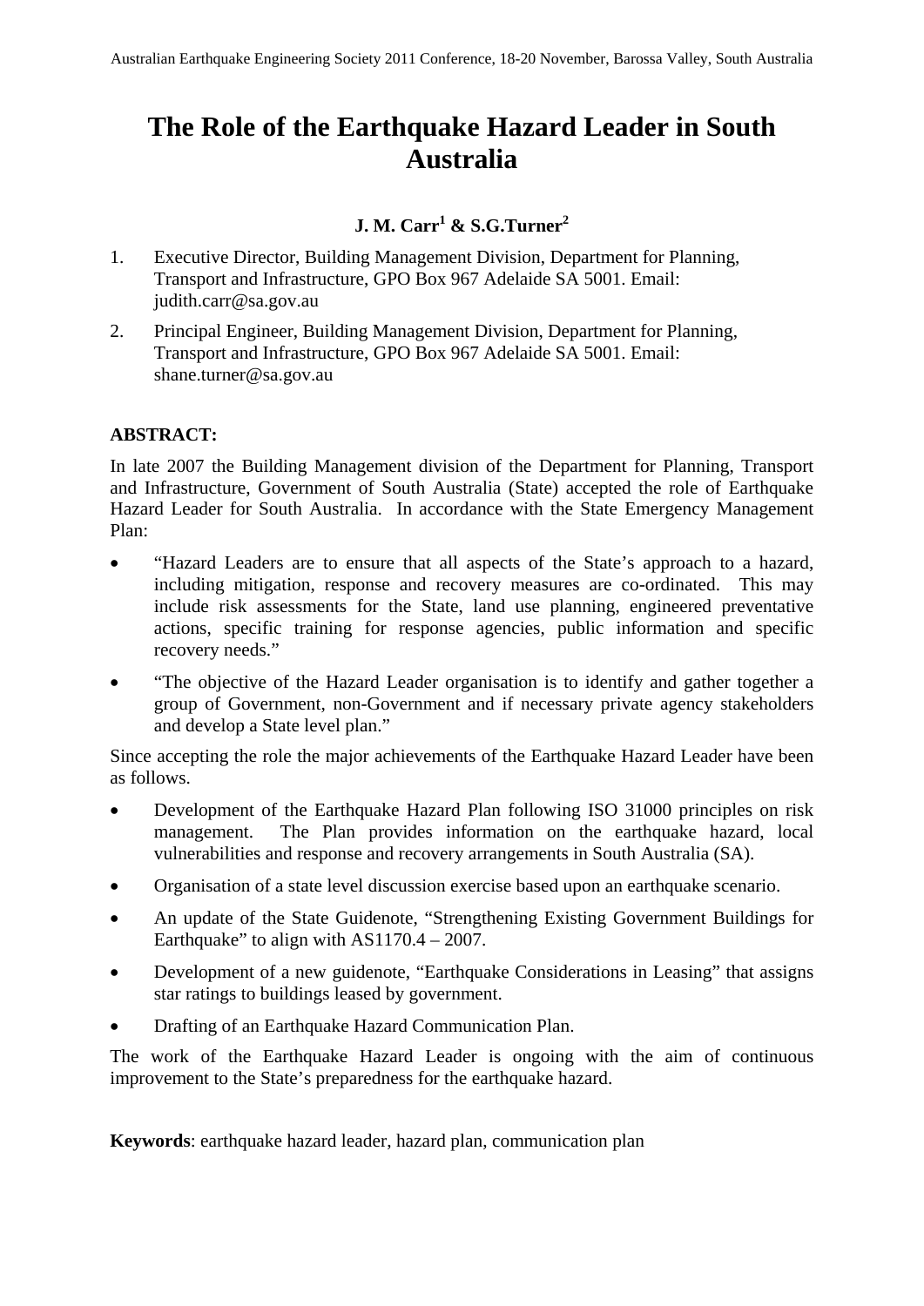# The Role of the Earthquake Hazard Leader in South Australia

**J. M. Carr[1] & S.G.Turner[2]**

1. Executive Director, Building Management Division, Department for Planning, Transport and Infrastructure, GPO Box 967 Adelaide SA 5001. Email: judith.carr@sa.gov.au

2. Principal Engineer, Building Management Division, Department for Planning, Transport and Infrastructure, GPO Box 967 Adelaide SA 5001. Email: shane.turner@sa.gov.au

**ABSTRACT:**

In late 2007 the Building Management division of the Department for Planning, Transport and Infrastructure, Government of South Australia (State) accepted the role of Earthquake Hazard Leader for South Australia. In accordance with the State Emergency Management Plan:

- "Hazard Leaders are to ensure that all aspects of the State's approach to a hazard, including mitigation, response and recovery measures are co-ordinated. This may include risk assessments for the State, land use planning, engineered preventative actions, specific training for response agencies, public information and specific recovery needs."
- "The objective of the Hazard Leader organisation is to identify and gather together a group of Government, non-Government and if necessary private agency stakeholders and develop a State level plan."

Since accepting the role the major achievements of the Earthquake Hazard Leader have been as follows.

- Development of the Earthquake Hazard Plan following ISO 31000 principles on risk management. The Plan provides information on the earthquake hazard, local vulnerabilities and response and recovery arrangements in South Australia (SA).
- Organisation of a state level discussion exercise based upon an earthquake scenario.
- An update of the State Guidenote, "Strengthening Existing Government Buildings for Earthquake" to align with AS1170.4 – 2007.
- Development of a new guidenote, "Earthquake Considerations in Leasing" that assigns star ratings to buildings leased by government.
- Drafting of an Earthquake Hazard Communication Plan.

The work of the Earthquake Hazard Leader is ongoing with the aim of continuous improvement to the State's preparedness for the earthquake hazard.

**Keywords**: earthquake hazard leader, hazard plan, communication plan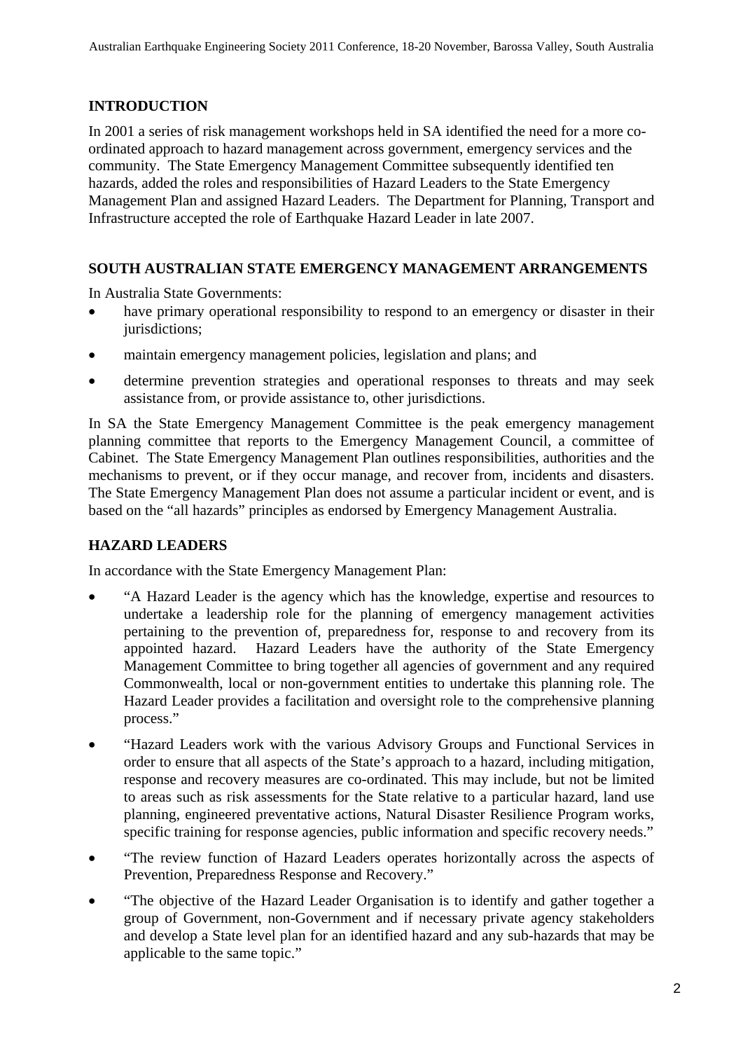## INTRODUCTION

In 2001 a series of risk management workshops held in SA identified the need for a more co-ordinated approach to hazard management across government, emergency services and the community. The State Emergency Management Committee subsequently identified ten hazards, added the roles and responsibilities of Hazard Leaders to the State Emergency Management Plan and assigned Hazard Leaders. The Department for Planning, Transport and Infrastructure accepted the role of Earthquake Hazard Leader in late 2007.

## SOUTH AUSTRALIAN STATE EMERGENCY MANAGEMENT ARRANGEMENTS

In Australia State Governments:

- have primary operational responsibility to respond to an emergency or disaster in their jurisdictions;
- maintain emergency management policies, legislation and plans; and
- determine prevention strategies and operational responses to threats and may seek assistance from, or provide assistance to, other jurisdictions.

In SA the State Emergency Management Committee is the peak emergency management planning committee that reports to the Emergency Management Council, a committee of Cabinet. The State Emergency Management Plan outlines responsibilities, authorities and the mechanisms to prevent, or if they occur manage, and recover from, incidents and disasters. The State Emergency Management Plan does not assume a particular incident or event, and is based on the "all hazards" principles as endorsed by Emergency Management Australia.

## HAZARD LEADERS

In accordance with the State Emergency Management Plan:

- "A Hazard Leader is the agency which has the knowledge, expertise and resources to undertake a leadership role for the planning of emergency management activities pertaining to the prevention of, preparedness for, response to and recovery from its appointed hazard. Hazard Leaders have the authority of the State Emergency Management Committee to bring together all agencies of government and any required Commonwealth, local or non-government entities to undertake this planning role. The Hazard Leader provides a facilitation and oversight role to the comprehensive planning process."
- "Hazard Leaders work with the various Advisory Groups and Functional Services in order to ensure that all aspects of the State's approach to a hazard, including mitigation, response and recovery measures are co-ordinated. This may include, but not be limited to areas such as risk assessments for the State relative to a particular hazard, land use planning, engineered preventative actions, Natural Disaster Resilience Program works, specific training for response agencies, public information and specific recovery needs."
- "The review function of Hazard Leaders operates horizontally across the aspects of Prevention, Preparedness Response and Recovery."
- "The objective of the Hazard Leader Organisation is to identify and gather together a group of Government, non-Government and if necessary private agency stakeholders and develop a State level plan for an identified hazard and any sub-hazards that may be applicable to the same topic."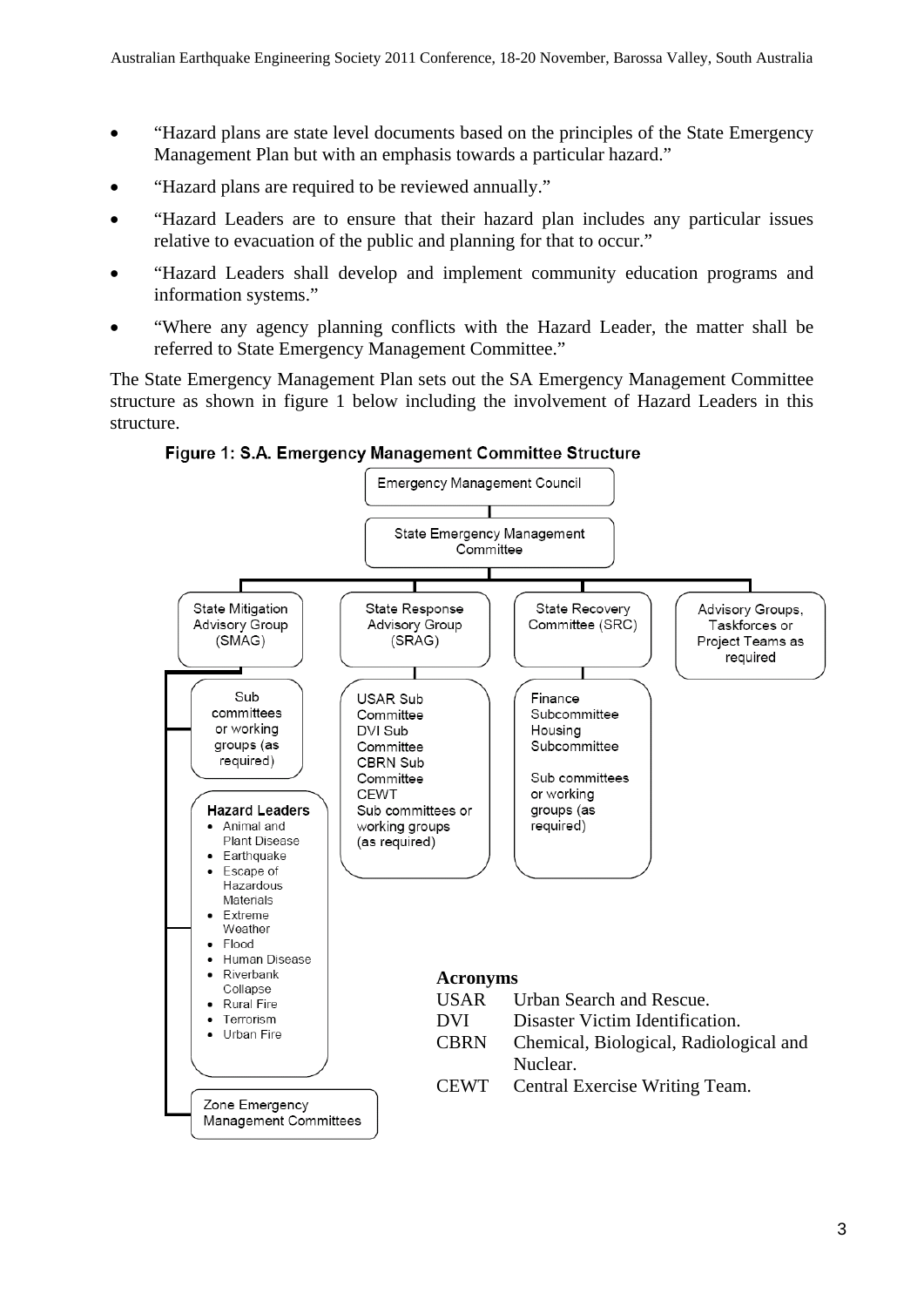- "Hazard plans are state level documents based on the principles of the State Emergency Management Plan but with an emphasis towards a particular hazard."
- "Hazard plans are required to be reviewed annually."
- "Hazard Leaders are to ensure that their hazard plan includes any particular issues relative to evacuation of the public and planning for that to occur."
- "Hazard Leaders shall develop and implement community education programs and information systems."
- "Where any agency planning conflicts with the Hazard Leader, the matter shall be referred to State Emergency Management Committee."

The State Emergency Management Plan sets out the SA Emergency Management Committee structure as shown in figure 1 below including the involvement of Hazard Leaders in this structure.

**Figure 1: S.A. Emergency Management Committee Structure**

- Emergency Management Council
  - State Emergency Management Committee
    - State Mitigation Advisory Group (SMAG)
      - Sub committees or working groups (as required)
      - **Hazard Leaders**
        - Animal and Plant Disease
        - Earthquake
        - Escape of Hazardous Materials
        - Extreme Weather
        - Flood
        - Human Disease
        - Riverbank Collapse
        - Rural Fire
        - Terrorism
        - Urban Fire
      - Zone Emergency Management Committees
    - State Response Advisory Group (SRAG)
      - USAR Sub Committee
      - DVI Sub Committee
      - CBRN Sub Committee
      - CEWT
      - Sub committees or working groups (as required)
    - State Recovery Committee (SRC)
      - Finance Subcommittee
      - Housing Subcommittee
      - Sub committees or working groups (as required)
    - Advisory Groups, Taskforces or Project Teams as required

**Acronyms**

| | |
|---|---|
| USAR | Urban Search and Rescue. |
| DVI | Disaster Victim Identification. |
| CBRN | Chemical, Biological, Radiological and Nuclear. |
| CEWT | Central Exercise Writing Team. |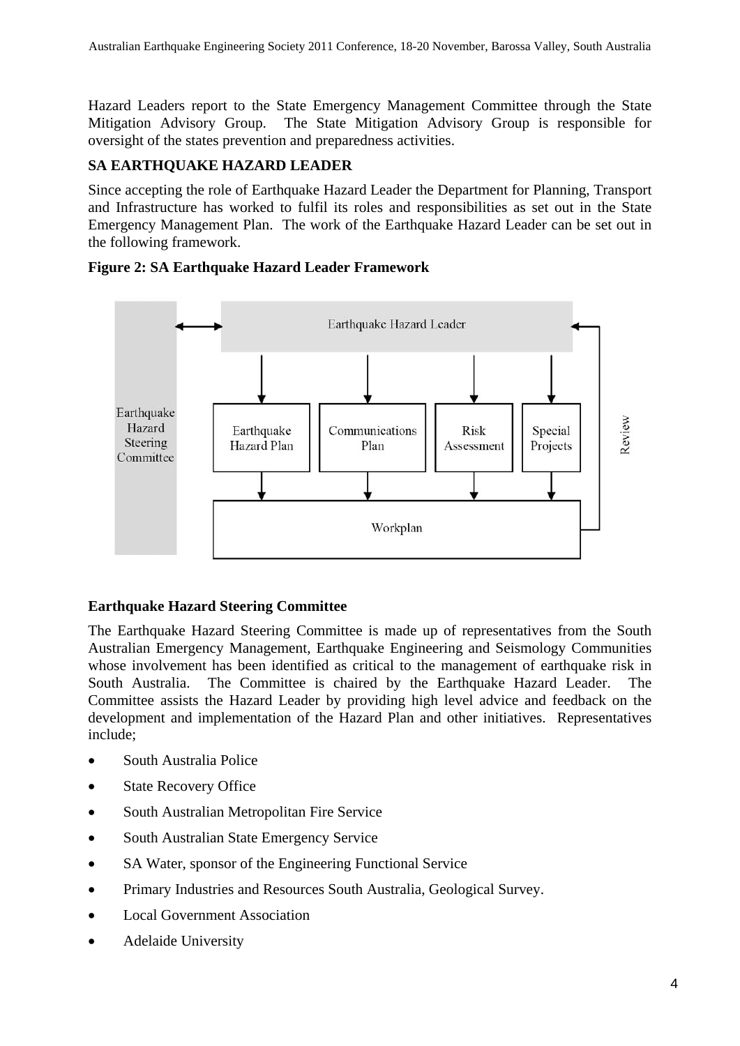Hazard Leaders report to the State Emergency Management Committee through the State Mitigation Advisory Group. The State Mitigation Advisory Group is responsible for oversight of the states prevention and preparedness activities.

## SA EARTHQUAKE HAZARD LEADER

Since accepting the role of Earthquake Hazard Leader the Department for Planning, Transport and Infrastructure has worked to fulfil its roles and responsibilities as set out in the State Emergency Management Plan. The work of the Earthquake Hazard Leader can be set out in the following framework.

**Figure 2: SA Earthquake Hazard Leader Framework**

Earthquake Hazard Leader

Earthquake Hazard Steering Committee

Earthquake Hazard Plan | Communications Plan | Risk Assessment | Special Projects

Workplan

Review

### Earthquake Hazard Steering Committee

The Earthquake Hazard Steering Committee is made up of representatives from the South Australian Emergency Management, Earthquake Engineering and Seismology Communities whose involvement has been identified as critical to the management of earthquake risk in South Australia. The Committee is chaired by the Earthquake Hazard Leader. The Committee assists the Hazard Leader by providing high level advice and feedback on the development and implementation of the Hazard Plan and other initiatives. Representatives include;

- South Australia Police
- State Recovery Office
- South Australian Metropolitan Fire Service
- South Australian State Emergency Service
- SA Water, sponsor of the Engineering Functional Service
- Primary Industries and Resources South Australia, Geological Survey.
- Local Government Association
- Adelaide University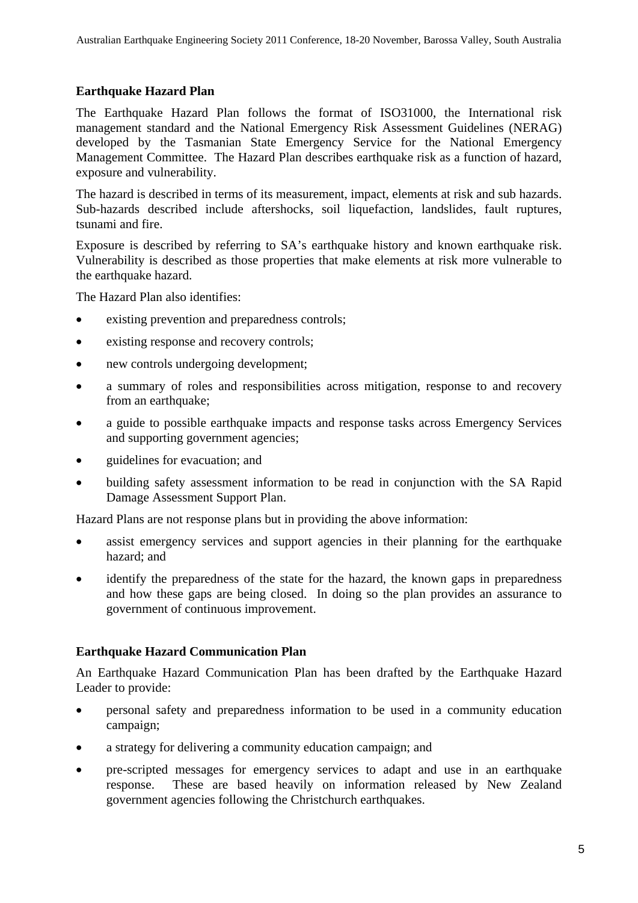### Earthquake Hazard Plan

The Earthquake Hazard Plan follows the format of ISO31000, the International risk management standard and the National Emergency Risk Assessment Guidelines (NERAG) developed by the Tasmanian State Emergency Service for the National Emergency Management Committee. The Hazard Plan describes earthquake risk as a function of hazard, exposure and vulnerability.

The hazard is described in terms of its measurement, impact, elements at risk and sub hazards. Sub-hazards described include aftershocks, soil liquefaction, landslides, fault ruptures, tsunami and fire.

Exposure is described by referring to SA's earthquake history and known earthquake risk. Vulnerability is described as those properties that make elements at risk more vulnerable to the earthquake hazard.

The Hazard Plan also identifies:

- existing prevention and preparedness controls;
- existing response and recovery controls;
- new controls undergoing development;
- a summary of roles and responsibilities across mitigation, response to and recovery from an earthquake;
- a guide to possible earthquake impacts and response tasks across Emergency Services and supporting government agencies;
- guidelines for evacuation; and
- building safety assessment information to be read in conjunction with the SA Rapid Damage Assessment Support Plan.

Hazard Plans are not response plans but in providing the above information:

- assist emergency services and support agencies in their planning for the earthquake hazard; and
- identify the preparedness of the state for the hazard, the known gaps in preparedness and how these gaps are being closed. In doing so the plan provides an assurance to government of continuous improvement.

### Earthquake Hazard Communication Plan

An Earthquake Hazard Communication Plan has been drafted by the Earthquake Hazard Leader to provide:

- personal safety and preparedness information to be used in a community education campaign;
- a strategy for delivering a community education campaign; and
- pre-scripted messages for emergency services to adapt and use in an earthquake response. These are based heavily on information released by New Zealand government agencies following the Christchurch earthquakes.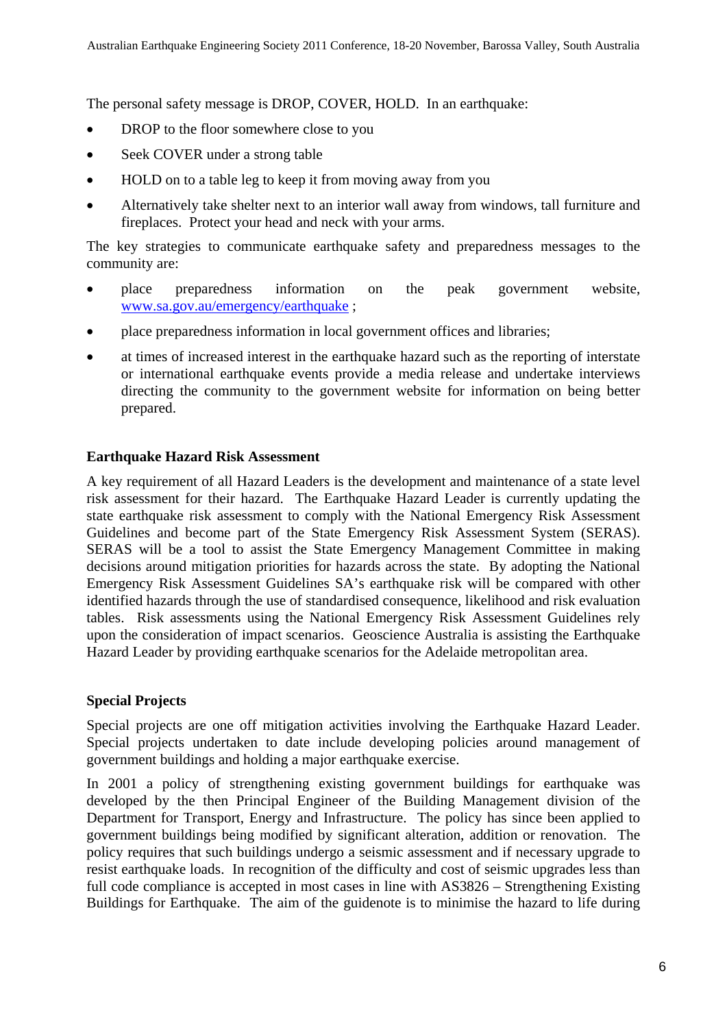The personal safety message is DROP, COVER, HOLD. In an earthquake:

- DROP to the floor somewhere close to you
- Seek COVER under a strong table
- HOLD on to a table leg to keep it from moving away from you
- Alternatively take shelter next to an interior wall away from windows, tall furniture and fireplaces. Protect your head and neck with your arms.

The key strategies to communicate earthquake safety and preparedness messages to the community are:

- place preparedness information on the peak government website, [www.sa.gov.au/emergency/earthquake](http://www.sa.gov.au/emergency/earthquake) ;
- place preparedness information in local government offices and libraries;
- at times of increased interest in the earthquake hazard such as the reporting of interstate or international earthquake events provide a media release and undertake interviews directing the community to the government website for information on being better prepared.

**Earthquake Hazard Risk Assessment**

A key requirement of all Hazard Leaders is the development and maintenance of a state level risk assessment for their hazard. The Earthquake Hazard Leader is currently updating the state earthquake risk assessment to comply with the National Emergency Risk Assessment Guidelines and become part of the State Emergency Risk Assessment System (SERAS). SERAS will be a tool to assist the State Emergency Management Committee in making decisions around mitigation priorities for hazards across the state. By adopting the National Emergency Risk Assessment Guidelines SA's earthquake risk will be compared with other identified hazards through the use of standardised consequence, likelihood and risk evaluation tables. Risk assessments using the National Emergency Risk Assessment Guidelines rely upon the consideration of impact scenarios. Geoscience Australia is assisting the Earthquake Hazard Leader by providing earthquake scenarios for the Adelaide metropolitan area.

**Special Projects**

Special projects are one off mitigation activities involving the Earthquake Hazard Leader. Special projects undertaken to date include developing policies around management of government buildings and holding a major earthquake exercise.

In 2001 a policy of strengthening existing government buildings for earthquake was developed by the then Principal Engineer of the Building Management division of the Department for Transport, Energy and Infrastructure. The policy has since been applied to government buildings being modified by significant alteration, addition or renovation. The policy requires that such buildings undergo a seismic assessment and if necessary upgrade to resist earthquake loads. In recognition of the difficulty and cost of seismic upgrades less than full code compliance is accepted in most cases in line with AS3826 – Strengthening Existing Buildings for Earthquake. The aim of the guidenote is to minimise the hazard to life during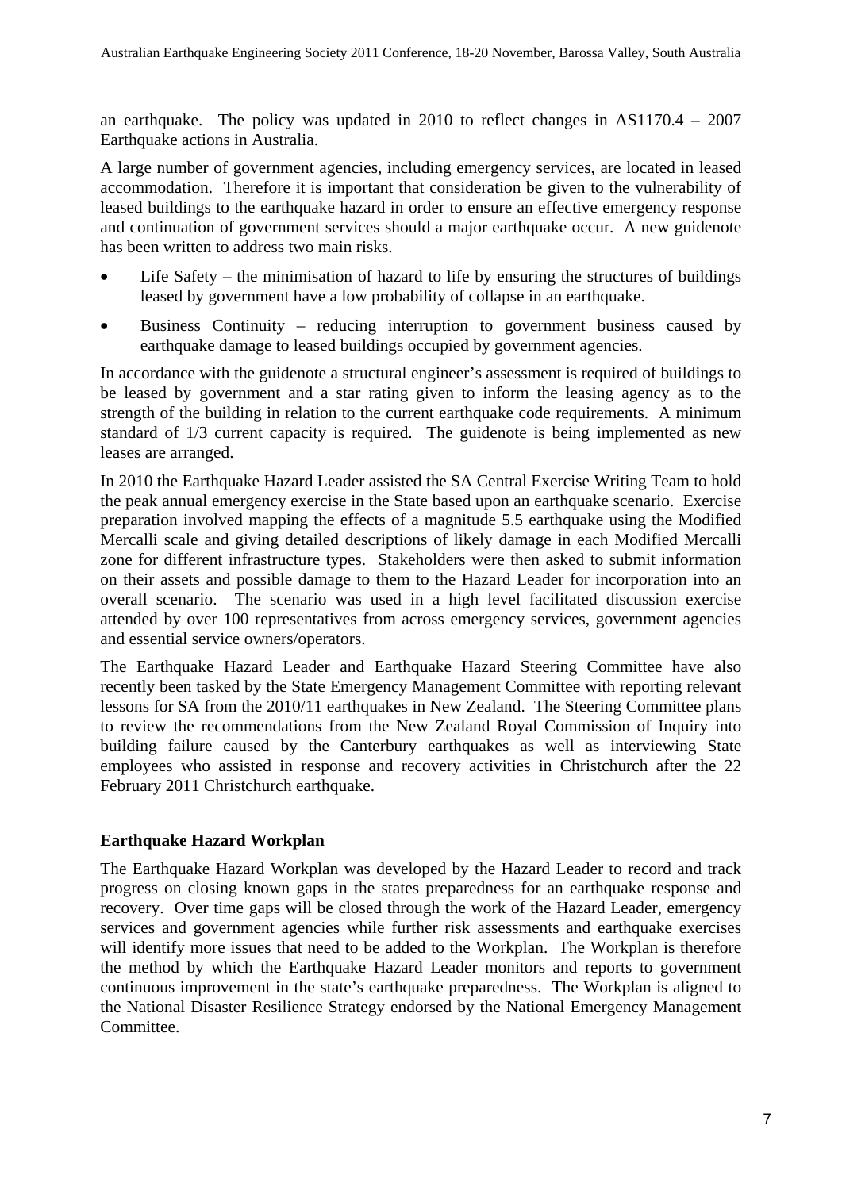an earthquake. The policy was updated in 2010 to reflect changes in AS1170.4 – 2007 Earthquake actions in Australia.

A large number of government agencies, including emergency services, are located in leased accommodation. Therefore it is important that consideration be given to the vulnerability of leased buildings to the earthquake hazard in order to ensure an effective emergency response and continuation of government services should a major earthquake occur. A new guidenote has been written to address two main risks.

- Life Safety – the minimisation of hazard to life by ensuring the structures of buildings leased by government have a low probability of collapse in an earthquake.
- Business Continuity – reducing interruption to government business caused by earthquake damage to leased buildings occupied by government agencies.

In accordance with the guidenote a structural engineer's assessment is required of buildings to be leased by government and a star rating given to inform the leasing agency as to the strength of the building in relation to the current earthquake code requirements. A minimum standard of 1/3 current capacity is required. The guidenote is being implemented as new leases are arranged.

In 2010 the Earthquake Hazard Leader assisted the SA Central Exercise Writing Team to hold the peak annual emergency exercise in the State based upon an earthquake scenario. Exercise preparation involved mapping the effects of a magnitude 5.5 earthquake using the Modified Mercalli scale and giving detailed descriptions of likely damage in each Modified Mercalli zone for different infrastructure types. Stakeholders were then asked to submit information on their assets and possible damage to them to the Hazard Leader for incorporation into an overall scenario. The scenario was used in a high level facilitated discussion exercise attended by over 100 representatives from across emergency services, government agencies and essential service owners/operators.

The Earthquake Hazard Leader and Earthquake Hazard Steering Committee have also recently been tasked by the State Emergency Management Committee with reporting relevant lessons for SA from the 2010/11 earthquakes in New Zealand. The Steering Committee plans to review the recommendations from the New Zealand Royal Commission of Inquiry into building failure caused by the Canterbury earthquakes as well as interviewing State employees who assisted in response and recovery activities in Christchurch after the 22 February 2011 Christchurch earthquake.

## Earthquake Hazard Workplan

The Earthquake Hazard Workplan was developed by the Hazard Leader to record and track progress on closing known gaps in the states preparedness for an earthquake response and recovery. Over time gaps will be closed through the work of the Hazard Leader, emergency services and government agencies while further risk assessments and earthquake exercises will identify more issues that need to be added to the Workplan. The Workplan is therefore the method by which the Earthquake Hazard Leader monitors and reports to government continuous improvement in the state's earthquake preparedness. The Workplan is aligned to the National Disaster Resilience Strategy endorsed by the National Emergency Management Committee.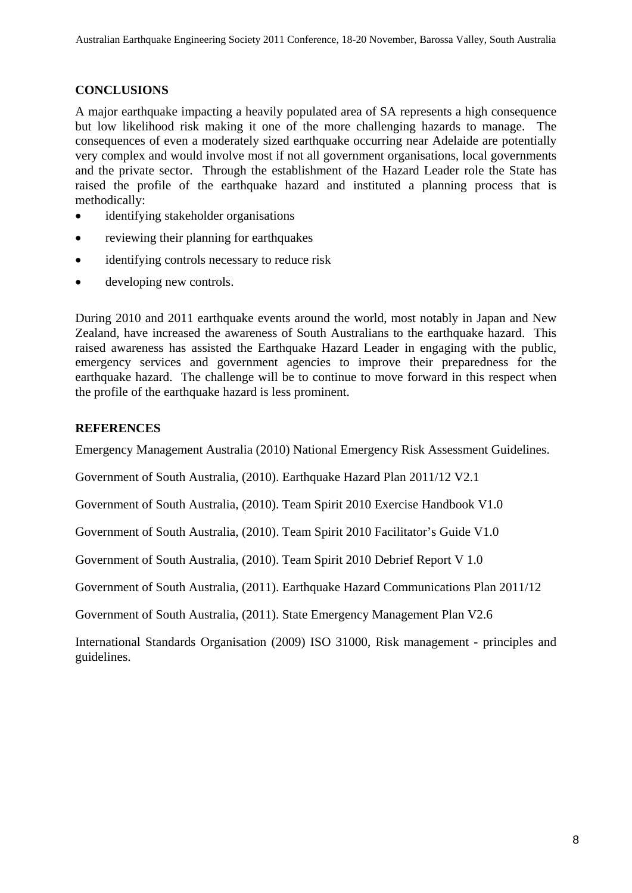## CONCLUSIONS

A major earthquake impacting a heavily populated area of SA represents a high consequence but low likelihood risk making it one of the more challenging hazards to manage. The consequences of even a moderately sized earthquake occurring near Adelaide are potentially very complex and would involve most if not all government organisations, local governments and the private sector. Through the establishment of the Hazard Leader role the State has raised the profile of the earthquake hazard and instituted a planning process that is methodically:

- identifying stakeholder organisations
- reviewing their planning for earthquakes
- identifying controls necessary to reduce risk
- developing new controls.

During 2010 and 2011 earthquake events around the world, most notably in Japan and New Zealand, have increased the awareness of South Australians to the earthquake hazard. This raised awareness has assisted the Earthquake Hazard Leader in engaging with the public, emergency services and government agencies to improve their preparedness for the earthquake hazard. The challenge will be to continue to move forward in this respect when the profile of the earthquake hazard is less prominent.

## REFERENCES

Emergency Management Australia (2010) National Emergency Risk Assessment Guidelines.

Government of South Australia, (2010). Earthquake Hazard Plan 2011/12 V2.1

Government of South Australia, (2010). Team Spirit 2010 Exercise Handbook V1.0

Government of South Australia, (2010). Team Spirit 2010 Facilitator's Guide V1.0

Government of South Australia, (2010). Team Spirit 2010 Debrief Report V 1.0

Government of South Australia, (2011). Earthquake Hazard Communications Plan 2011/12

Government of South Australia, (2011). State Emergency Management Plan V2.6

International Standards Organisation (2009) ISO 31000, Risk management - principles and guidelines.